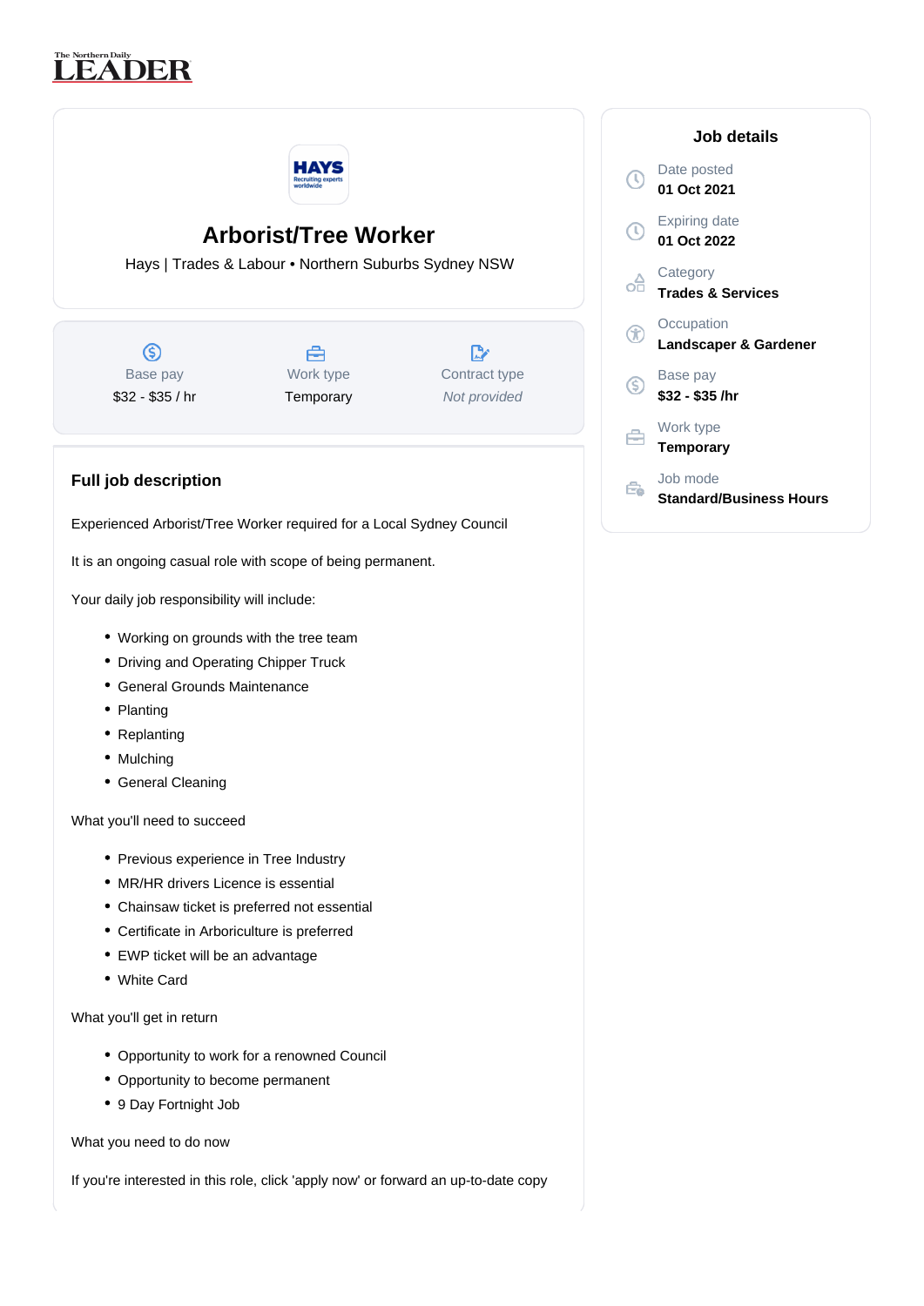# Arborist/Tree Worker

Hays | Trades & Labour • Northern Suburbs Sydney NSW

| Base pay | Work type | Contract type |
|---|---|---|
| $32 - $35 / hr | Temporary | *Not provided* |

## Full job description

Experienced Arborist/Tree Worker required for a Local Sydney Council

It is an ongoing casual role with scope of being permanent.

Your daily job responsibility will include:

- Working on grounds with the tree team
- Driving and Operating Chipper Truck
- General Grounds Maintenance
- Planting
- Replanting
- Mulching
- General Cleaning

What you'll need to succeed

- Previous experience in Tree Industry
- MR/HR drivers Licence is essential
- Chainsaw ticket is preferred not essential
- Certificate in Arboriculture is preferred
- EWP ticket will be an advantage
- White Card

What you'll get in return

- Opportunity to work for a renowned Council
- Opportunity to become permanent
- 9 Day Fortnight Job

What you need to do now

If you're interested in this role, click 'apply now' or forward an up-to-date copy

## Job details

**Date posted**
01 Oct 2021

**Expiring date**
01 Oct 2022

**Category**
Trades & Services

**Occupation**
Landscaper & Gardener

**Base pay**
$32 - $35 /hr

**Work type**
Temporary

**Job mode**
Standard/Business Hours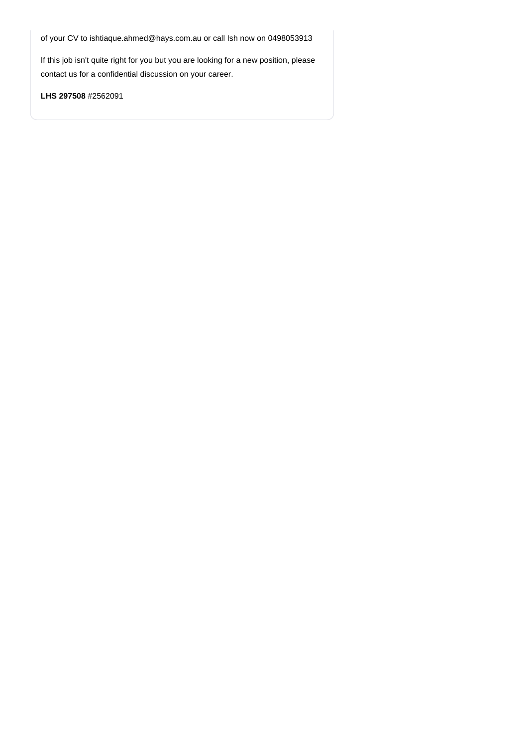of your CV to ishtiaque.ahmed@hays.com.au or call Ish now on 0498053913

If this job isn't quite right for you but you are looking for a new position, please contact us for a confidential discussion on your career.

**LHS 297508** #2562091